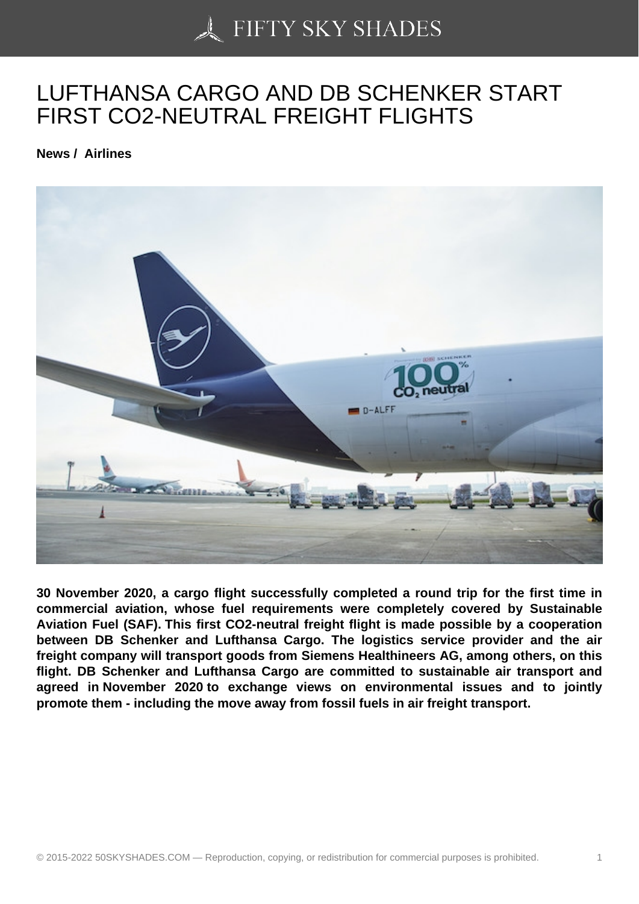# LUFTHANSA CARGO AND DB SCHENKER START FIRST CO2-NEUTRAL FREIGHT FLIGHTS

**News / Airlines**

**30 November 2020, a cargo flight successfully completed a round trip for the first time in commercial aviation, whose fuel requirements were completely covered by Sustainable Aviation Fuel (SAF). This first CO2-neutral freight flight is made possible by a cooperation between DB Schenker and Lufthansa Cargo. The logistics service provider and the air freight company will transport goods from Siemens Healthineers AG, among others, on this flight. DB Schenker and Lufthansa Cargo are committed to sustainable air transport and agreed in November 2020 to exchange views on environmental issues and to jointly promote them - including the move away from fossil fuels in air freight transport.**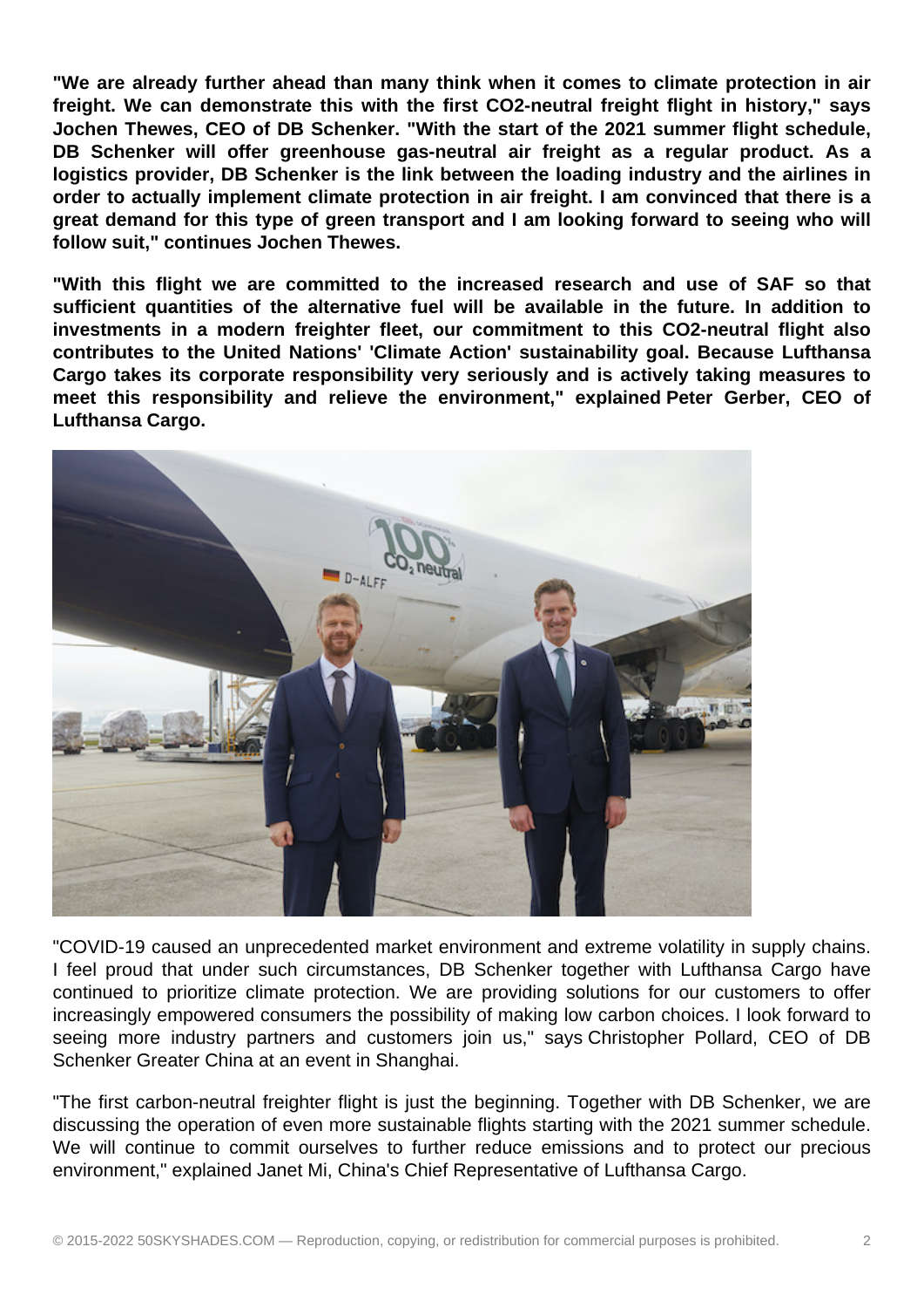**"We are already further ahead than many think when it comes to climate protection in air freight. We can demonstrate this with the first CO2-neutral freight flight in history," says Jochen Thewes, CEO of DB Schenker. "With the start of the 2021 summer flight schedule, DB Schenker will offer greenhouse gas-neutral air freight as a regular product. As a logistics provider, DB Schenker is the link between the loading industry and the airlines in order to actually implement climate protection in air freight. I am convinced that there is a great demand for this type of green transport and I am looking forward to seeing who will follow suit," continues Jochen Thewes.**

**"With this flight we are committed to the increased research and use of SAF so that sufficient quantities of the alternative fuel will be available in the future. In addition to investments in a modern freighter fleet, our commitment to this CO2-neutral flight also contributes to the United Nations' 'Climate Action' sustainability goal. Because Lufthansa Cargo takes its corporate responsibility very seriously and is actively taking measures to meet this responsibility and relieve the environment," explained Peter Gerber, CEO of Lufthansa Cargo.**

"COVID-19 caused an unprecedented market environment and extreme volatility in supply chains. I feel proud that under such circumstances, DB Schenker together with Lufthansa Cargo have continued to prioritize climate protection. We are providing solutions for our customers to offer increasingly empowered consumers the possibility of making low carbon choices. I look forward to seeing more industry partners and customers join us," says Christopher Pollard, CEO of DB Schenker Greater China at an event in Shanghai.

"The first carbon-neutral freighter flight is just the beginning. Together with DB Schenker, we are discussing the operation of even more sustainable flights starting with the 2021 summer schedule. We will continue to commit ourselves to further reduce emissions and to protect our precious environment," explained Janet Mi, China's Chief Representative of Lufthansa Cargo.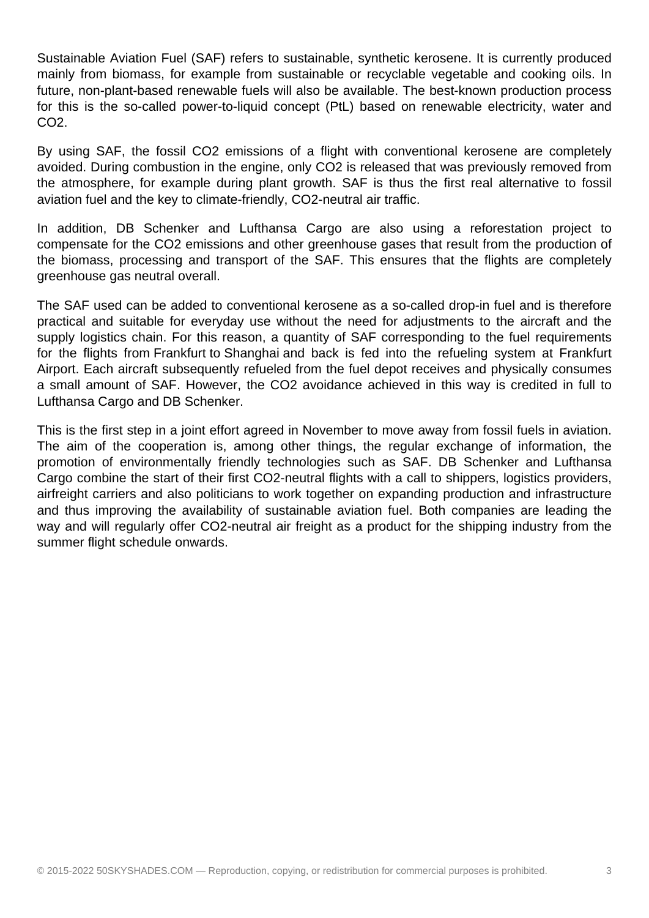Sustainable Aviation Fuel (SAF) refers to sustainable, synthetic kerosene. It is currently produced mainly from biomass, for example from sustainable or recyclable vegetable and cooking oils. In future, non-plant-based renewable fuels will also be available. The best-known production process for this is the so-called power-to-liquid concept (PtL) based on renewable electricity, water and $CO_2$.

By using SAF, the fossil $CO_2$ emissions of a flight with conventional kerosene are completely avoided. During combustion in the engine, only $CO_2$ is released that was previously removed from the atmosphere, for example during plant growth. SAF is thus the first real alternative to fossil aviation fuel and the key to climate-friendly, $CO_2$-neutral air traffic.

In addition, DB Schenker and Lufthansa Cargo are also using a reforestation project to compensate for the $CO_2$ emissions and other greenhouse gases that result from the production of the biomass, processing and transport of the SAF. This ensures that the flights are completely greenhouse gas neutral overall.

The SAF used can be added to conventional kerosene as a so-called drop-in fuel and is therefore practical and suitable for everyday use without the need for adjustments to the aircraft and the supply logistics chain. For this reason, a quantity of SAF corresponding to the fuel requirements for the flights from Frankfurt to Shanghai and back is fed into the refueling system at Frankfurt Airport. Each aircraft subsequently refueled from the fuel depot receives and physically consumes a small amount of SAF. However, the $CO_2$ avoidance achieved in this way is credited in full to Lufthansa Cargo and DB Schenker.

This is the first step in a joint effort agreed in November to move away from fossil fuels in aviation. The aim of the cooperation is, among other things, the regular exchange of information, the promotion of environmentally friendly technologies such as SAF. DB Schenker and Lufthansa Cargo combine the start of their first $CO_2$-neutral flights with a call to shippers, logistics providers, airfreight carriers and also politicians to work together on expanding production and infrastructure and thus improving the availability of sustainable aviation fuel. Both companies are leading the way and will regularly offer $CO_2$-neutral air freight as a product for the shipping industry from the summer flight schedule onwards.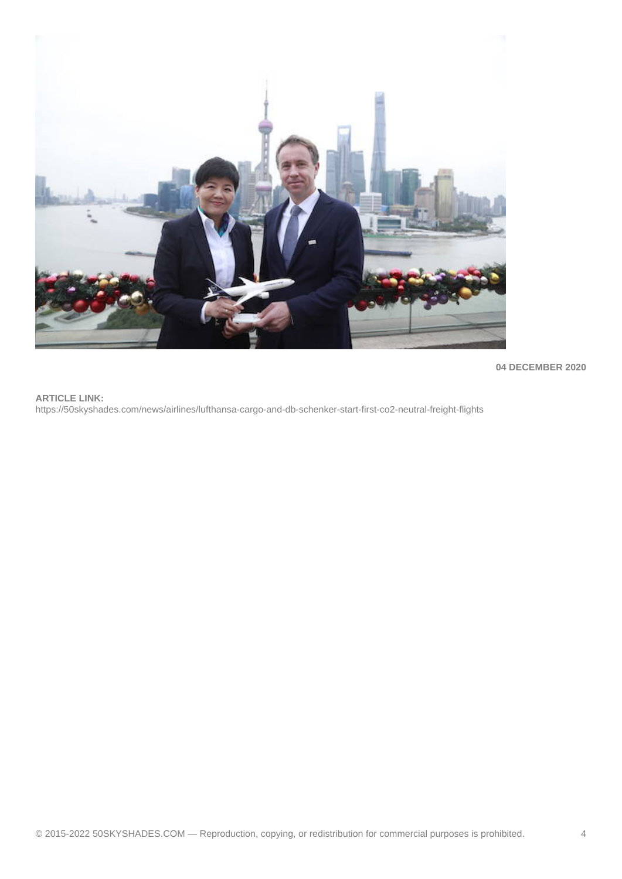**04 DECEMBER 2020**

**ARTICLE LINK:**
https://50skyshades.com/news/airlines/lufthansa-cargo-and-db-schenker-start-first-co2-neutral-freight-flights